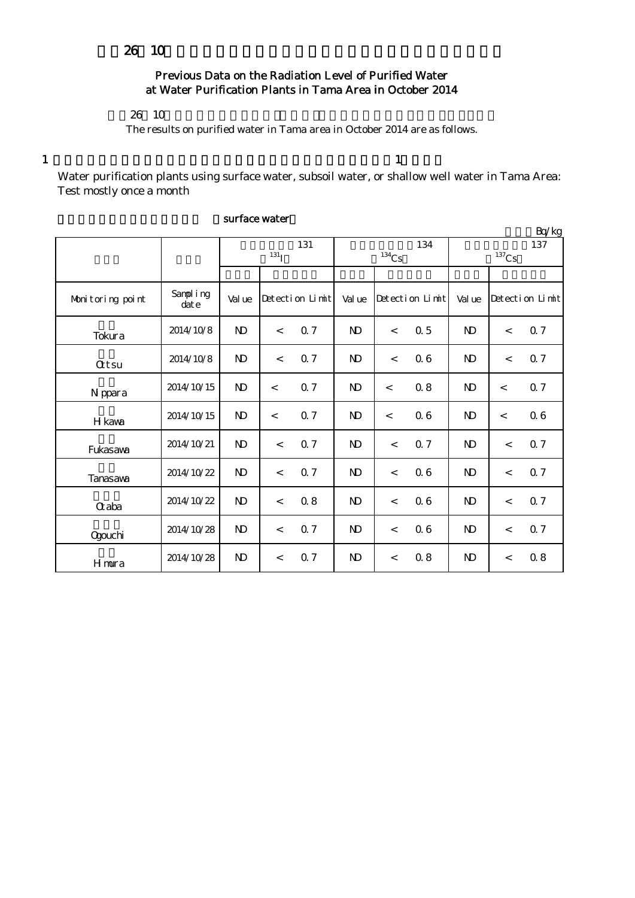# 26 10

## Previous Data on the Radiation Level of Purified Water at Water Purification Plants in Tama Area in October 2014

26 10

The results on purified water in Tama area in October 2014 are as follows.

1 1

Water purification plants using surface water, subsoil water, or shallow well water in Tama Area: Test mostly once a month

surface water

Bq/kg

| | | 131 $^{131}$I | | | 134 $^{134}$Cs | | | 137 $^{137}$Cs | | |
|---|---|---|---|---|---|---|---|---|---|---|
| Monitoring point | Sampling date | Value | Detection Limit | | Value | Detection Limit | | Value | Detection Limit | |
| Tokura | 2014/10/8 | ND | < | 0.7 | ND | < | 0.5 | ND | < | 0.7 |
| Ottsu | 2014/10/8 | ND | < | 0.7 | ND | < | 0.6 | ND | < | 0.7 |
| Nippara | 2014/10/15 | ND | < | 0.7 | ND | < | 0.8 | ND | < | 0.7 |
| Hikawa | 2014/10/15 | ND | < | 0.7 | ND | < | 0.6 | ND | < | 0.6 |
| Fukasawa | 2014/10/21 | ND | < | 0.7 | ND | < | 0.7 | ND | < | 0.7 |
| Tanasawa | 2014/10/22 | ND | < | 0.7 | ND | < | 0.6 | ND | < | 0.7 |
| Otaba | 2014/10/22 | ND | < | 0.8 | ND | < | 0.6 | ND | < | 0.7 |
| Ogouchi | 2014/10/28 | ND | < | 0.7 | ND | < | 0.6 | ND | < | 0.7 |
| Himura | 2014/10/28 | ND | < | 0.7 | ND | < | 0.8 | ND | < | 0.8 |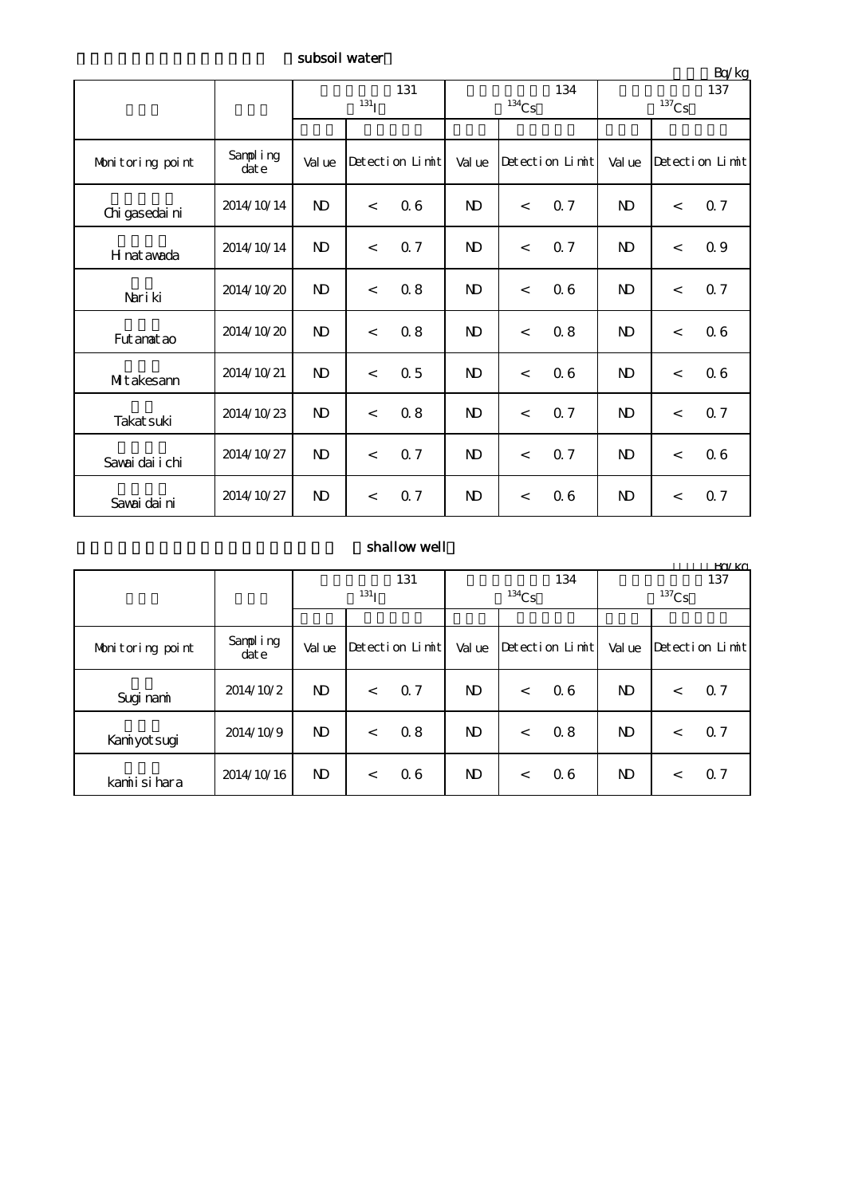subsoil water

Bq/kg

| | | 131 $^{131}$I | | | 134 $^{134}$Cs | | | 137 $^{137}$Cs | | |
|---|---|---|---|---|---|---|---|---|---|---|
| Monitoring point | Sampling date | Value | Detection Limit | | Value | Detection Limit | | Value | Detection Limit | |
| Chigasedaini | 2014/10/14 | ND | < | 0.6 | ND | < | 0.7 | ND | < | 0.7 |
| Hinatawada | 2014/10/14 | ND | < | 0.7 | ND | < | 0.7 | ND | < | 0.9 |
| Nariki | 2014/10/20 | ND | < | 0.8 | ND | < | 0.6 | ND | < | 0.7 |
| Futamatao | 2014/10/20 | ND | < | 0.8 | ND | < | 0.8 | ND | < | 0.6 |
| Mitakesann | 2014/10/21 | ND | < | 0.5 | ND | < | 0.6 | ND | < | 0.6 |
| Takatsuki | 2014/10/23 | ND | < | 0.8 | ND | < | 0.7 | ND | < | 0.7 |
| Sawaidaiichi | 2014/10/27 | ND | < | 0.7 | ND | < | 0.7 | ND | < | 0.6 |
| Sawaidaini | 2014/10/27 | ND | < | 0.7 | ND | < | 0.6 | ND | < | 0.7 |

shallow well

Bq/kg

| | | 131 $^{131}$I | | | 134 $^{134}$Cs | | | 137 $^{137}$Cs | | |
|---|---|---|---|---|---|---|---|---|---|---|
| Monitoring point | Sampling date | Value | Detection Limit | | Value | Detection Limit | | Value | Detection Limit | |
| Suginami | 2014/10/2 | ND | < | 0.7 | ND | < | 0.6 | ND | < | 0.7 |
| Kamiyotsugi | 2014/10/9 | ND | < | 0.8 | ND | < | 0.8 | ND | < | 0.7 |
| kamiisihara | 2014/10/16 | ND | < | 0.6 | ND | < | 0.6 | ND | < | 0.7 |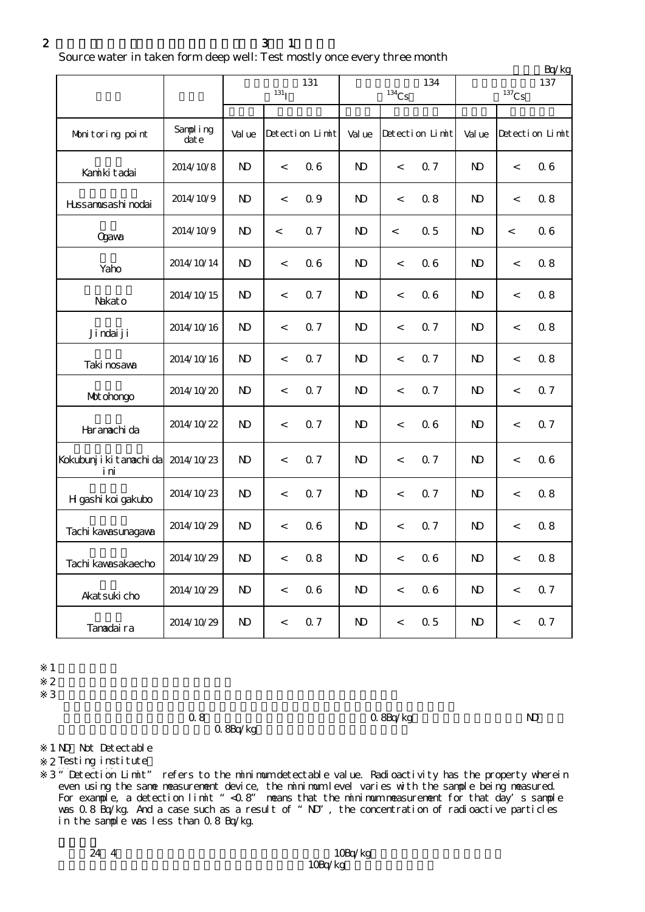2 3 1

Source water in taken form deep well: Test mostly once every three month

Bq/kg

| | | 131 $^{131}$I | | | 134 $^{134}$Cs | | | 137 $^{137}$Cs | | |
|---|---|---|---|---|---|---|---|---|---|---|
| Monitoring point | Sampling date | Value | Detection Limit | | Value | Detection Limit | | Value | Detection Limit | |
| Kamikitadai | 2014/10/8 | ND | < | 0.6 | ND | < | 0.7 | ND | < | 0.6 |
| Hussamusashinodai | 2014/10/9 | ND | < | 0.9 | ND | < | 0.8 | ND | < | 0.8 |
| Ogawa | 2014/10/9 | ND | < | 0.7 | ND | < | 0.5 | ND | < | 0.6 |
| Yaho | 2014/10/14 | ND | < | 0.6 | ND | < | 0.6 | ND | < | 0.8 |
| Nakato | 2014/10/15 | ND | < | 0.7 | ND | < | 0.6 | ND | < | 0.8 |
| Jindaiji | 2014/10/16 | ND | < | 0.7 | ND | < | 0.7 | ND | < | 0.8 |
| Takinosawa | 2014/10/16 | ND | < | 0.7 | ND | < | 0.7 | ND | < | 0.8 |
| Motohongo | 2014/10/20 | ND | < | 0.7 | ND | < | 0.7 | ND | < | 0.7 |
| Haramachida | 2014/10/22 | ND | < | 0.7 | ND | < | 0.6 | ND | < | 0.7 |
| Kokubunjikitamachidaini | 2014/10/23 | ND | < | 0.7 | ND | < | 0.7 | ND | < | 0.6 |
| Higashikoigakubo | 2014/10/23 | ND | < | 0.7 | ND | < | 0.7 | ND | < | 0.8 |
| Tachikawasunagawa | 2014/10/29 | ND | < | 0.6 | ND | < | 0.7 | ND | < | 0.8 |
| Tachikawasakaecho | 2014/10/29 | ND | < | 0.8 | ND | < | 0.6 | ND | < | 0.8 |
| Akatsukicho | 2014/10/29 | ND | < | 0.6 | ND | < | 0.6 | ND | < | 0.7 |
| Tamadaira | 2014/10/29 | ND | < | 0.7 | ND | < | 0.5 | ND | < | 0.7 |

※1

※2

※3

0.8 0.8Bq/kg ND

0.8Bq/kg

※1 ND: Not Detectable

※2 Testing institute:

※3 "Detection Limit" refers to the minimum detectable value. Radioactivity has the property wherein even using the same measurement device, the minimum level varies with the sample being measured. For example, a detection limit "<0.8" means that the minimum measurement for that day's sample was 0.8 Bq/kg. And a case such as a result of "ND", the concentration of radioactive particles in the sample was less than 0.8 Bq/kg.

24 4 10Bq/kg

10Bq/kg